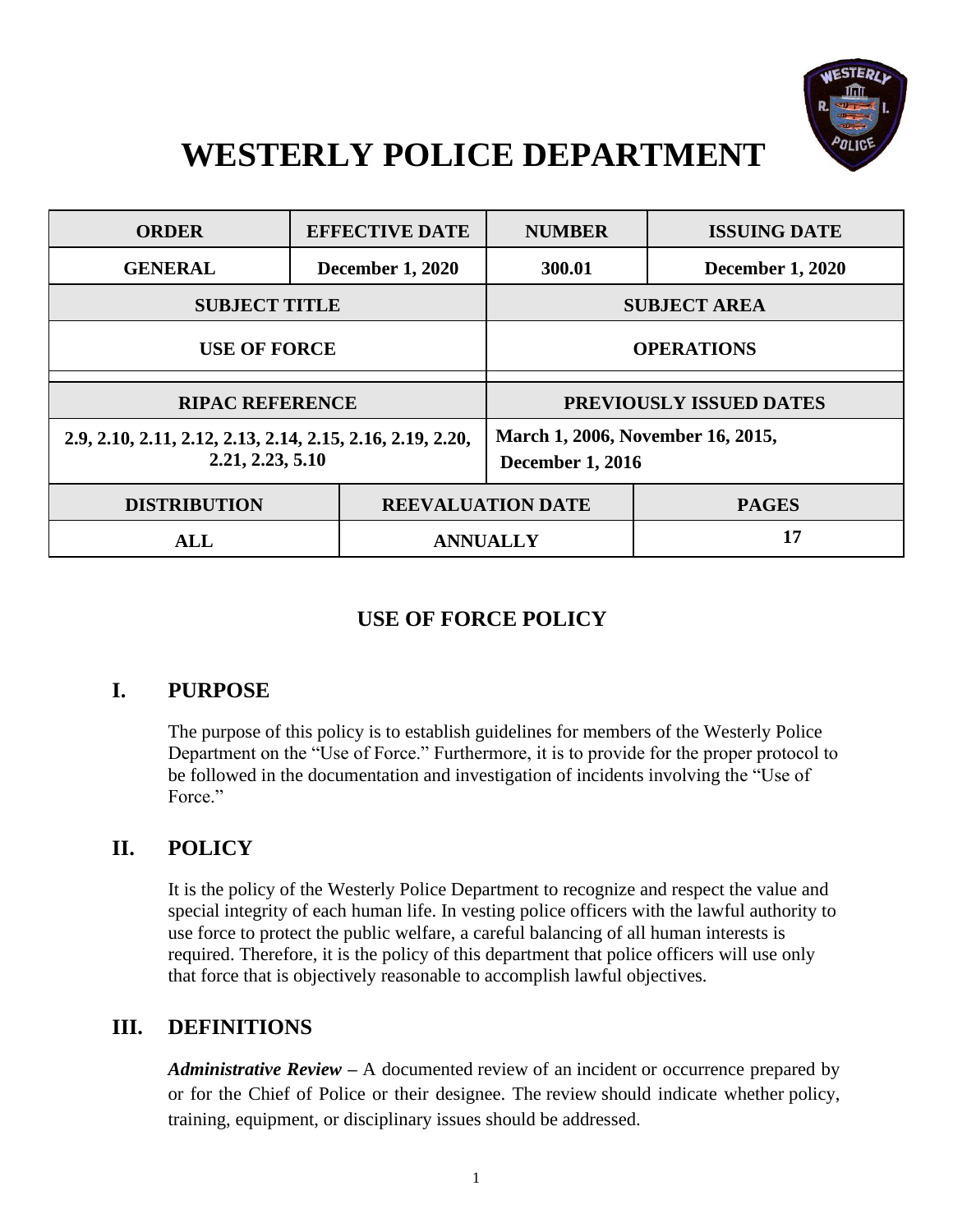# WESTERLY POLICE DEPARTMENT

| ORDER | EFFECTIVE DATE | NUMBER | ISSUING DATE |
|---|---|---|---|
| GENERAL | December 1, 2020 | 300.01 | December 1, 2020 |
| SUBJECT TITLE | | SUBJECT AREA | |
| USE OF FORCE | | OPERATIONS | |
| RIPAC REFERENCE | | PREVIOUSLY ISSUED DATES | |
| 2.9, 2.10, 2.11, 2.12, 2.13, 2.14, 2.15, 2.16, 2.19, 2.20, 2.21, 2.23, 5.10 | | March 1, 2006, November 16, 2015, December 1, 2016 | |
| DISTRIBUTION | REEVALUATION DATE | | PAGES |
| ALL | ANNUALLY | | 17 |

## USE OF FORCE POLICY

## I. PURPOSE

The purpose of this policy is to establish guidelines for members of the Westerly Police Department on the "Use of Force." Furthermore, it is to provide for the proper protocol to be followed in the documentation and investigation of incidents involving the "Use of Force."

## II. POLICY

It is the policy of the Westerly Police Department to recognize and respect the value and special integrity of each human life. In vesting police officers with the lawful authority to use force to protect the public welfare, a careful balancing of all human interests is required. Therefore, it is the policy of this department that police officers will use only that force that is objectively reasonable to accomplish lawful objectives.

## III. DEFINITIONS

***Administrative Review*** – A documented review of an incident or occurrence prepared by or for the Chief of Police or their designee. The review should indicate whether policy, training, equipment, or disciplinary issues should be addressed.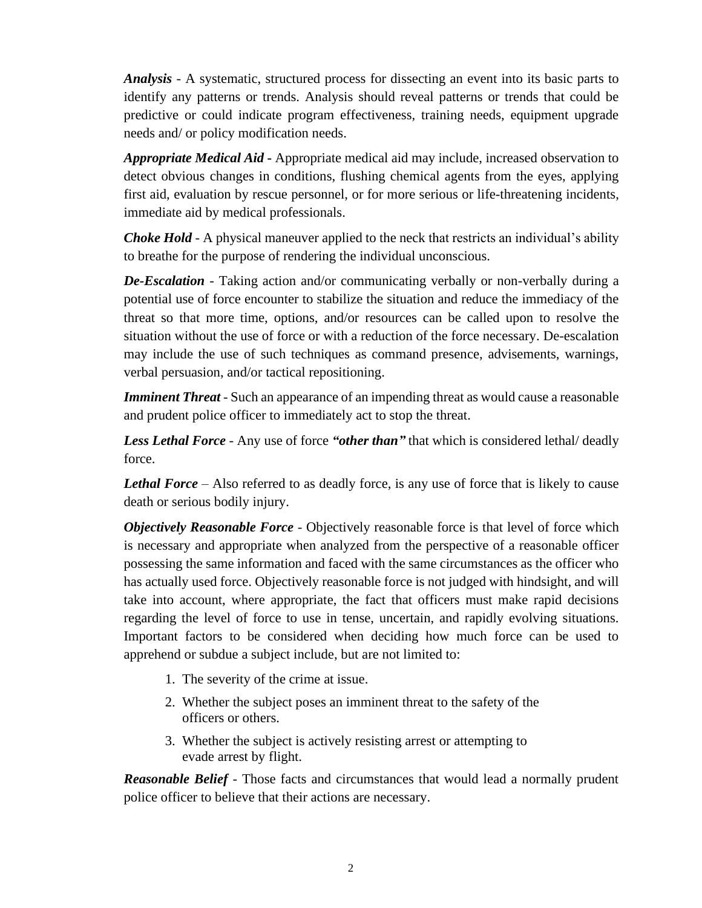***Analysis*** - A systematic, structured process for dissecting an event into its basic parts to identify any patterns or trends. Analysis should reveal patterns or trends that could be predictive or could indicate program effectiveness, training needs, equipment upgrade needs and/ or policy modification needs.

***Appropriate Medical Aid*** - Appropriate medical aid may include, increased observation to detect obvious changes in conditions, flushing chemical agents from the eyes, applying first aid, evaluation by rescue personnel, or for more serious or life-threatening incidents, immediate aid by medical professionals.

***Choke Hold*** - A physical maneuver applied to the neck that restricts an individual's ability to breathe for the purpose of rendering the individual unconscious.

***De-Escalation*** - Taking action and/or communicating verbally or non-verbally during a potential use of force encounter to stabilize the situation and reduce the immediacy of the threat so that more time, options, and/or resources can be called upon to resolve the situation without the use of force or with a reduction of the force necessary. De-escalation may include the use of such techniques as command presence, advisements, warnings, verbal persuasion, and/or tactical repositioning.

***Imminent Threat*** - Such an appearance of an impending threat as would cause a reasonable and prudent police officer to immediately act to stop the threat.

***Less Lethal Force*** - Any use of force ***"other than"*** that which is considered lethal/ deadly force.

***Lethal Force*** – Also referred to as deadly force, is any use of force that is likely to cause death or serious bodily injury.

***Objectively Reasonable Force*** - Objectively reasonable force is that level of force which is necessary and appropriate when analyzed from the perspective of a reasonable officer possessing the same information and faced with the same circumstances as the officer who has actually used force. Objectively reasonable force is not judged with hindsight, and will take into account, where appropriate, the fact that officers must make rapid decisions regarding the level of force to use in tense, uncertain, and rapidly evolving situations. Important factors to be considered when deciding how much force can be used to apprehend or subdue a subject include, but are not limited to:

1. The severity of the crime at issue.
2. Whether the subject poses an imminent threat to the safety of the officers or others.
3. Whether the subject is actively resisting arrest or attempting to evade arrest by flight.

***Reasonable Belief*** - Those facts and circumstances that would lead a normally prudent police officer to believe that their actions are necessary.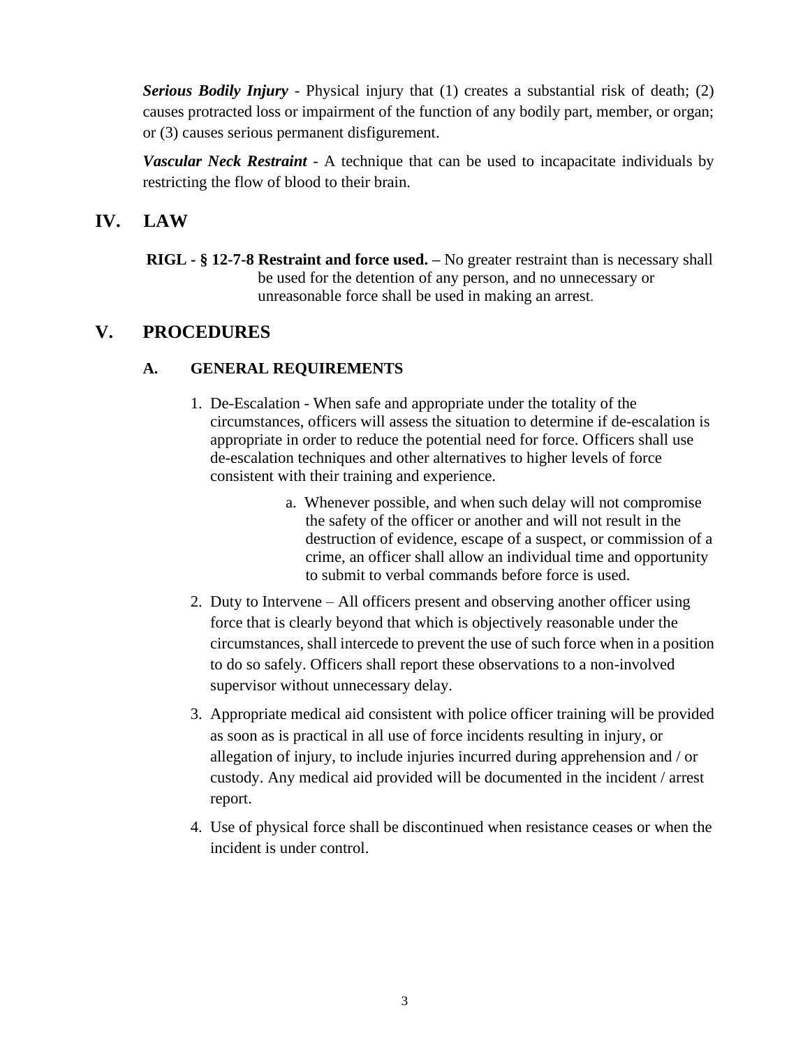***Serious Bodily Injury*** - Physical injury that (1) creates a substantial risk of death; (2) causes protracted loss or impairment of the function of any bodily part, member, or organ; or (3) causes serious permanent disfigurement.

***Vascular Neck Restraint*** - A technique that can be used to incapacitate individuals by restricting the flow of blood to their brain.

# IV. LAW

**RIGL - § 12-7-8 Restraint and force used. –** No greater restraint than is necessary shall be used for the detention of any person, and no unnecessary or unreasonable force shall be used in making an arrest.

# V. PROCEDURES

## A. GENERAL REQUIREMENTS

1. De-Escalation - When safe and appropriate under the totality of the circumstances, officers will assess the situation to determine if de-escalation is appropriate in order to reduce the potential need for force. Officers shall use de-escalation techniques and other alternatives to higher levels of force consistent with their training and experience.

    a. Whenever possible, and when such delay will not compromise the safety of the officer or another and will not result in the destruction of evidence, escape of a suspect, or commission of a crime, an officer shall allow an individual time and opportunity to submit to verbal commands before force is used.

2. Duty to Intervene – All officers present and observing another officer using force that is clearly beyond that which is objectively reasonable under the circumstances, shall intercede to prevent the use of such force when in a position to do so safely. Officers shall report these observations to a non-involved supervisor without unnecessary delay.

3. Appropriate medical aid consistent with police officer training will be provided as soon as is practical in all use of force incidents resulting in injury, or allegation of injury, to include injuries incurred during apprehension and / or custody. Any medical aid provided will be documented in the incident / arrest report.

4. Use of physical force shall be discontinued when resistance ceases or when the incident is under control.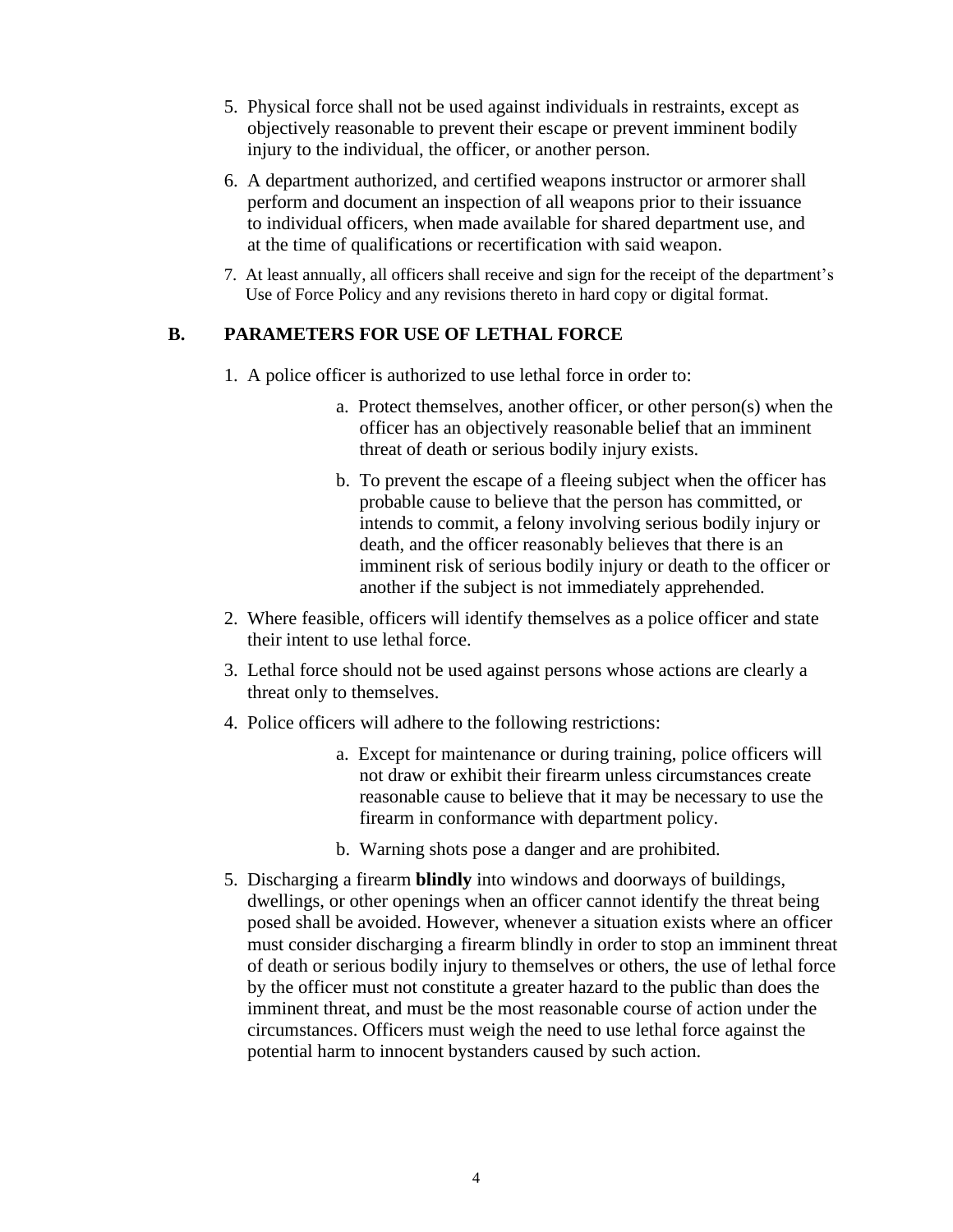5. Physical force shall not be used against individuals in restraints, except as objectively reasonable to prevent their escape or prevent imminent bodily injury to the individual, the officer, or another person.

6. A department authorized, and certified weapons instructor or armorer shall perform and document an inspection of all weapons prior to their issuance to individual officers, when made available for shared department use, and at the time of qualifications or recertification with said weapon.

7. At least annually, all officers shall receive and sign for the receipt of the department's Use of Force Policy and any revisions thereto in hard copy or digital format.

## B. PARAMETERS FOR USE OF LETHAL FORCE

1. A police officer is authorized to use lethal force in order to:

    a. Protect themselves, another officer, or other person(s) when the officer has an objectively reasonable belief that an imminent threat of death or serious bodily injury exists.

    b. To prevent the escape of a fleeing subject when the officer has probable cause to believe that the person has committed, or intends to commit, a felony involving serious bodily injury or death, and the officer reasonably believes that there is an imminent risk of serious bodily injury or death to the officer or another if the subject is not immediately apprehended.

2. Where feasible, officers will identify themselves as a police officer and state their intent to use lethal force.

3. Lethal force should not be used against persons whose actions are clearly a threat only to themselves.

4. Police officers will adhere to the following restrictions:

    a. Except for maintenance or during training, police officers will not draw or exhibit their firearm unless circumstances create reasonable cause to believe that it may be necessary to use the firearm in conformance with department policy.

    b. Warning shots pose a danger and are prohibited.

5. Discharging a firearm **blindly** into windows and doorways of buildings, dwellings, or other openings when an officer cannot identify the threat being posed shall be avoided. However, whenever a situation exists where an officer must consider discharging a firearm blindly in order to stop an imminent threat of death or serious bodily injury to themselves or others, the use of lethal force by the officer must not constitute a greater hazard to the public than does the imminent threat, and must be the most reasonable course of action under the circumstances. Officers must weigh the need to use lethal force against the potential harm to innocent bystanders caused by such action.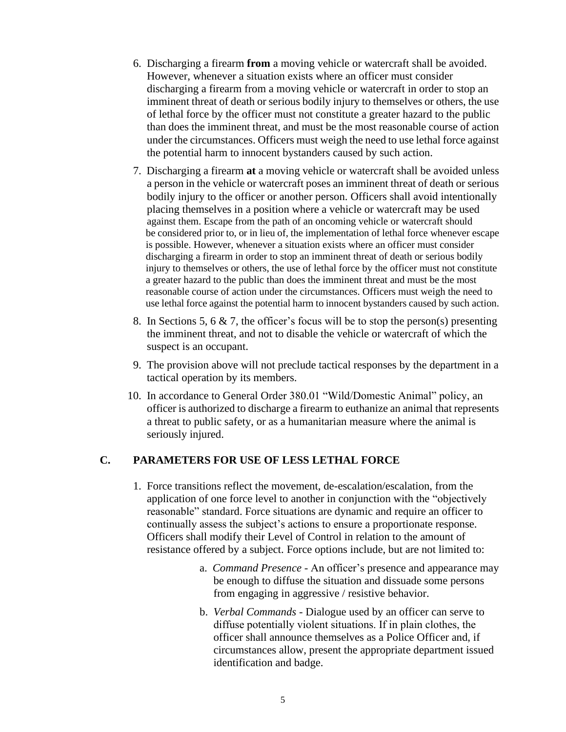6. Discharging a firearm **from** a moving vehicle or watercraft shall be avoided. However, whenever a situation exists where an officer must consider discharging a firearm from a moving vehicle or watercraft in order to stop an imminent threat of death or serious bodily injury to themselves or others, the use of lethal force by the officer must not constitute a greater hazard to the public than does the imminent threat, and must be the most reasonable course of action under the circumstances. Officers must weigh the need to use lethal force against the potential harm to innocent bystanders caused by such action.

7. Discharging a firearm **at** a moving vehicle or watercraft shall be avoided unless a person in the vehicle or watercraft poses an imminent threat of death or serious bodily injury to the officer or another person. Officers shall avoid intentionally placing themselves in a position where a vehicle or watercraft may be used against them. Escape from the path of an oncoming vehicle or watercraft should be considered prior to, or in lieu of, the implementation of lethal force whenever escape is possible. However, whenever a situation exists where an officer must consider discharging a firearm in order to stop an imminent threat of death or serious bodily injury to themselves or others, the use of lethal force by the officer must not constitute a greater hazard to the public than does the imminent threat and must be the most reasonable course of action under the circumstances. Officers must weigh the need to use lethal force against the potential harm to innocent bystanders caused by such action.

8. In Sections 5, 6 & 7, the officer's focus will be to stop the person(s) presenting the imminent threat, and not to disable the vehicle or watercraft of which the suspect is an occupant.

9. The provision above will not preclude tactical responses by the department in a tactical operation by its members.

10. In accordance to General Order 380.01 "Wild/Domestic Animal" policy, an officer is authorized to discharge a firearm to euthanize an animal that represents a threat to public safety, or as a humanitarian measure where the animal is seriously injured.

## C. PARAMETERS FOR USE OF LESS LETHAL FORCE

1. Force transitions reflect the movement, de-escalation/escalation, from the application of one force level to another in conjunction with the "objectively reasonable" standard. Force situations are dynamic and require an officer to continually assess the subject's actions to ensure a proportionate response. Officers shall modify their Level of Control in relation to the amount of resistance offered by a subject. Force options include, but are not limited to:

   a. *Command Presence* - An officer's presence and appearance may be enough to diffuse the situation and dissuade some persons from engaging in aggressive / resistive behavior.

   b. *Verbal Commands* - Dialogue used by an officer can serve to diffuse potentially violent situations. If in plain clothes, the officer shall announce themselves as a Police Officer and, if circumstances allow, present the appropriate department issued identification and badge.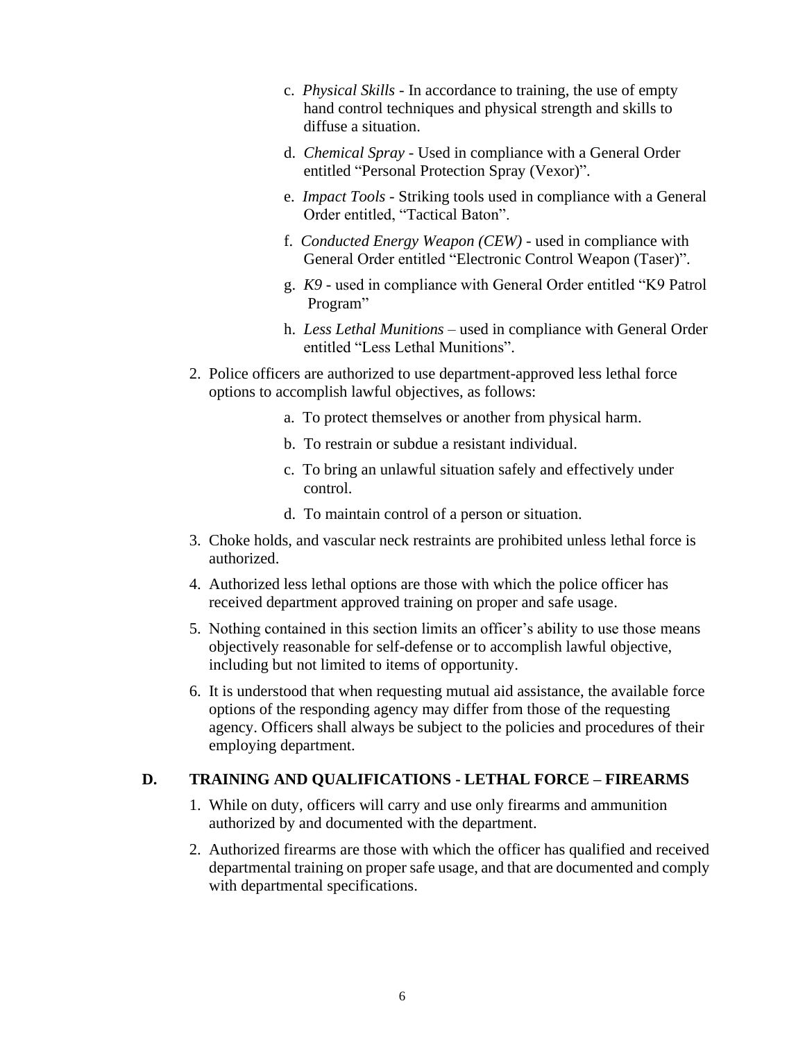c. *Physical Skills* - In accordance to training, the use of empty hand control techniques and physical strength and skills to diffuse a situation.

d. *Chemical Spray* - Used in compliance with a General Order entitled "Personal Protection Spray (Vexor)".

e. *Impact Tools* - Striking tools used in compliance with a General Order entitled, "Tactical Baton".

f. *Conducted Energy Weapon (CEW)* - used in compliance with General Order entitled "Electronic Control Weapon (Taser)".

g. *K9* - used in compliance with General Order entitled "K9 Patrol Program"

h. *Less Lethal Munitions* – used in compliance with General Order entitled "Less Lethal Munitions".

2. Police officers are authorized to use department-approved less lethal force options to accomplish lawful objectives, as follows:

   a. To protect themselves or another from physical harm.

   b. To restrain or subdue a resistant individual.

   c. To bring an unlawful situation safely and effectively under control.

   d. To maintain control of a person or situation.

3. Choke holds, and vascular neck restraints are prohibited unless lethal force is authorized.

4. Authorized less lethal options are those with which the police officer has received department approved training on proper and safe usage.

5. Nothing contained in this section limits an officer's ability to use those means objectively reasonable for self-defense or to accomplish lawful objective, including but not limited to items of opportunity.

6. It is understood that when requesting mutual aid assistance, the available force options of the responding agency may differ from those of the requesting agency. Officers shall always be subject to the policies and procedures of their employing department.

## D. TRAINING AND QUALIFICATIONS - LETHAL FORCE – FIREARMS

1. While on duty, officers will carry and use only firearms and ammunition authorized by and documented with the department.

2. Authorized firearms are those with which the officer has qualified and received departmental training on proper safe usage, and that are documented and comply with departmental specifications.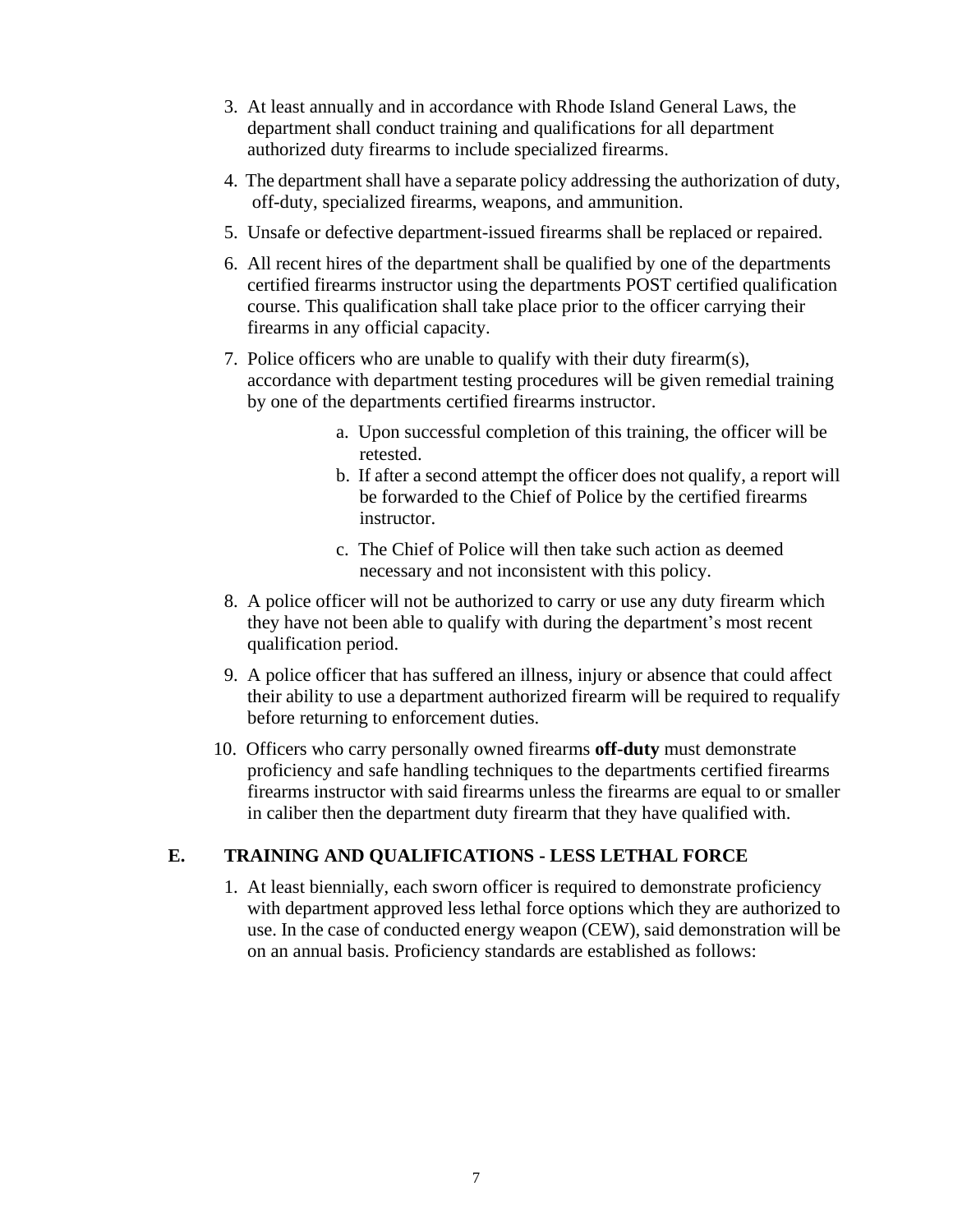3. At least annually and in accordance with Rhode Island General Laws, the department shall conduct training and qualifications for all department authorized duty firearms to include specialized firearms.

4. The department shall have a separate policy addressing the authorization of duty, off-duty, specialized firearms, weapons, and ammunition.

5. Unsafe or defective department-issued firearms shall be replaced or repaired.

6. All recent hires of the department shall be qualified by one of the departments certified firearms instructor using the departments POST certified qualification course. This qualification shall take place prior to the officer carrying their firearms in any official capacity.

7. Police officers who are unable to qualify with their duty firearm(s), accordance with department testing procedures will be given remedial training by one of the departments certified firearms instructor.

   a. Upon successful completion of this training, the officer will be retested.
   b. If after a second attempt the officer does not qualify, a report will be forwarded to the Chief of Police by the certified firearms instructor.
   c. The Chief of Police will then take such action as deemed necessary and not inconsistent with this policy.

8. A police officer will not be authorized to carry or use any duty firearm which they have not been able to qualify with during the department's most recent qualification period.

9. A police officer that has suffered an illness, injury or absence that could affect their ability to use a department authorized firearm will be required to requalify before returning to enforcement duties.

10. Officers who carry personally owned firearms **off-duty** must demonstrate proficiency and safe handling techniques to the departments certified firearms firearms instructor with said firearms unless the firearms are equal to or smaller in caliber then the department duty firearm that they have qualified with.

## E. TRAINING AND QUALIFICATIONS - LESS LETHAL FORCE

1. At least biennially, each sworn officer is required to demonstrate proficiency with department approved less lethal force options which they are authorized to use. In the case of conducted energy weapon (CEW), said demonstration will be on an annual basis. Proficiency standards are established as follows: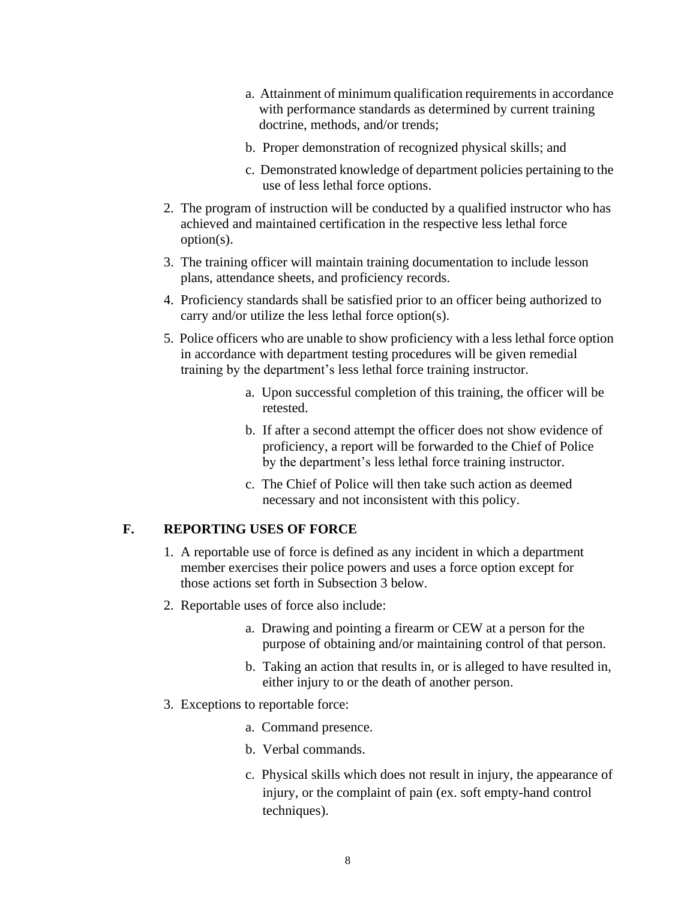a. Attainment of minimum qualification requirements in accordance with performance standards as determined by current training doctrine, methods, and/or trends;

   b. Proper demonstration of recognized physical skills; and

   c. Demonstrated knowledge of department policies pertaining to the use of less lethal force options.

2. The program of instruction will be conducted by a qualified instructor who has achieved and maintained certification in the respective less lethal force option(s).

3. The training officer will maintain training documentation to include lesson plans, attendance sheets, and proficiency records.

4. Proficiency standards shall be satisfied prior to an officer being authorized to carry and/or utilize the less lethal force option(s).

5. Police officers who are unable to show proficiency with a less lethal force option in accordance with department testing procedures will be given remedial training by the department's less lethal force training instructor.

   a. Upon successful completion of this training, the officer will be retested.

   b. If after a second attempt the officer does not show evidence of proficiency, a report will be forwarded to the Chief of Police by the department's less lethal force training instructor.

   c. The Chief of Police will then take such action as deemed necessary and not inconsistent with this policy.

## F. REPORTING USES OF FORCE

1. A reportable use of force is defined as any incident in which a department member exercises their police powers and uses a force option except for those actions set forth in Subsection 3 below.

2. Reportable uses of force also include:

   a. Drawing and pointing a firearm or CEW at a person for the purpose of obtaining and/or maintaining control of that person.

   b. Taking an action that results in, or is alleged to have resulted in, either injury to or the death of another person.

3. Exceptions to reportable force:

   a. Command presence.

   b. Verbal commands.

   c. Physical skills which does not result in injury, the appearance of injury, or the complaint of pain (ex. soft empty-hand control techniques).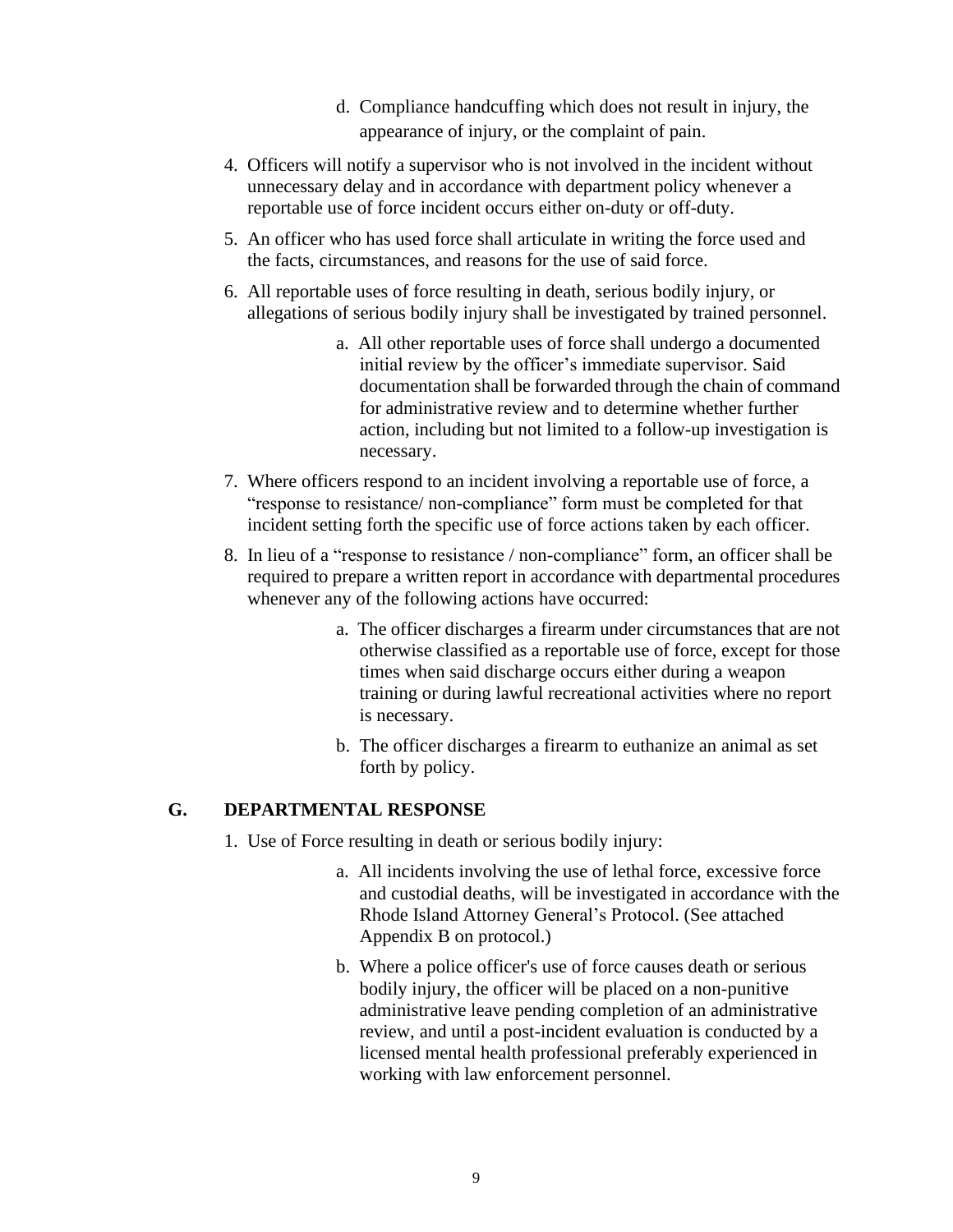d. Compliance handcuffing which does not result in injury, the appearance of injury, or the complaint of pain.

4. Officers will notify a supervisor who is not involved in the incident without unnecessary delay and in accordance with department policy whenever a reportable use of force incident occurs either on-duty or off-duty.

5. An officer who has used force shall articulate in writing the force used and the facts, circumstances, and reasons for the use of said force.

6. All reportable uses of force resulting in death, serious bodily injury, or allegations of serious bodily injury shall be investigated by trained personnel.

   a. All other reportable uses of force shall undergo a documented initial review by the officer's immediate supervisor. Said documentation shall be forwarded through the chain of command for administrative review and to determine whether further action, including but not limited to a follow-up investigation is necessary.

7. Where officers respond to an incident involving a reportable use of force, a "response to resistance/ non-compliance" form must be completed for that incident setting forth the specific use of force actions taken by each officer.

8. In lieu of a "response to resistance / non-compliance" form, an officer shall be required to prepare a written report in accordance with departmental procedures whenever any of the following actions have occurred:

   a. The officer discharges a firearm under circumstances that are not otherwise classified as a reportable use of force, except for those times when said discharge occurs either during a weapon training or during lawful recreational activities where no report is necessary.

   b. The officer discharges a firearm to euthanize an animal as set forth by policy.

## G. DEPARTMENTAL RESPONSE

1. Use of Force resulting in death or serious bodily injury:

   a. All incidents involving the use of lethal force, excessive force and custodial deaths, will be investigated in accordance with the Rhode Island Attorney General's Protocol. (See attached Appendix B on protocol.)

   b. Where a police officer's use of force causes death or serious bodily injury, the officer will be placed on a non-punitive administrative leave pending completion of an administrative review, and until a post-incident evaluation is conducted by a licensed mental health professional preferably experienced in working with law enforcement personnel.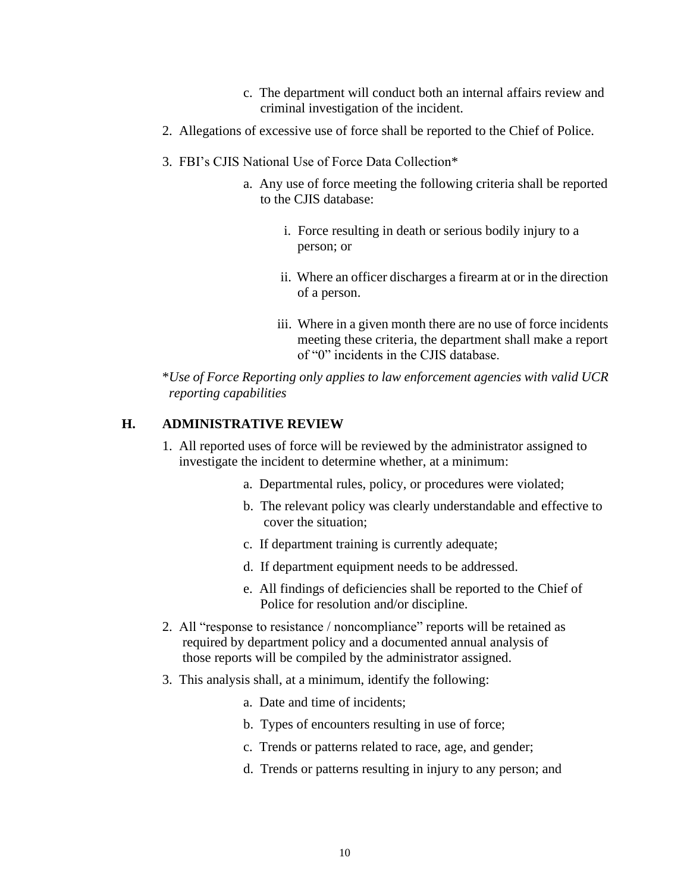c. The department will conduct both an internal affairs review and criminal investigation of the incident.

2. Allegations of excessive use of force shall be reported to the Chief of Police.

3. FBI's CJIS National Use of Force Data Collection*

   a. Any use of force meeting the following criteria shall be reported to the CJIS database:

      i. Force resulting in death or serious bodily injury to a person; or

      ii. Where an officer discharges a firearm at or in the direction of a person.

      iii. Where in a given month there are no use of force incidents meeting these criteria, the department shall make a report of "0" incidents in the CJIS database.

**Use of Force Reporting only applies to law enforcement agencies with valid UCR reporting capabilities*

## H. ADMINISTRATIVE REVIEW

1. All reported uses of force will be reviewed by the administrator assigned to investigate the incident to determine whether, at a minimum:

   a. Departmental rules, policy, or procedures were violated;

   b. The relevant policy was clearly understandable and effective to cover the situation;

   c. If department training is currently adequate;

   d. If department equipment needs to be addressed.

   e. All findings of deficiencies shall be reported to the Chief of Police for resolution and/or discipline.

2. All "response to resistance / noncompliance" reports will be retained as required by department policy and a documented annual analysis of those reports will be compiled by the administrator assigned.

3. This analysis shall, at a minimum, identify the following:

   a. Date and time of incidents;

   b. Types of encounters resulting in use of force;

   c. Trends or patterns related to race, age, and gender;

   d. Trends or patterns resulting in injury to any person; and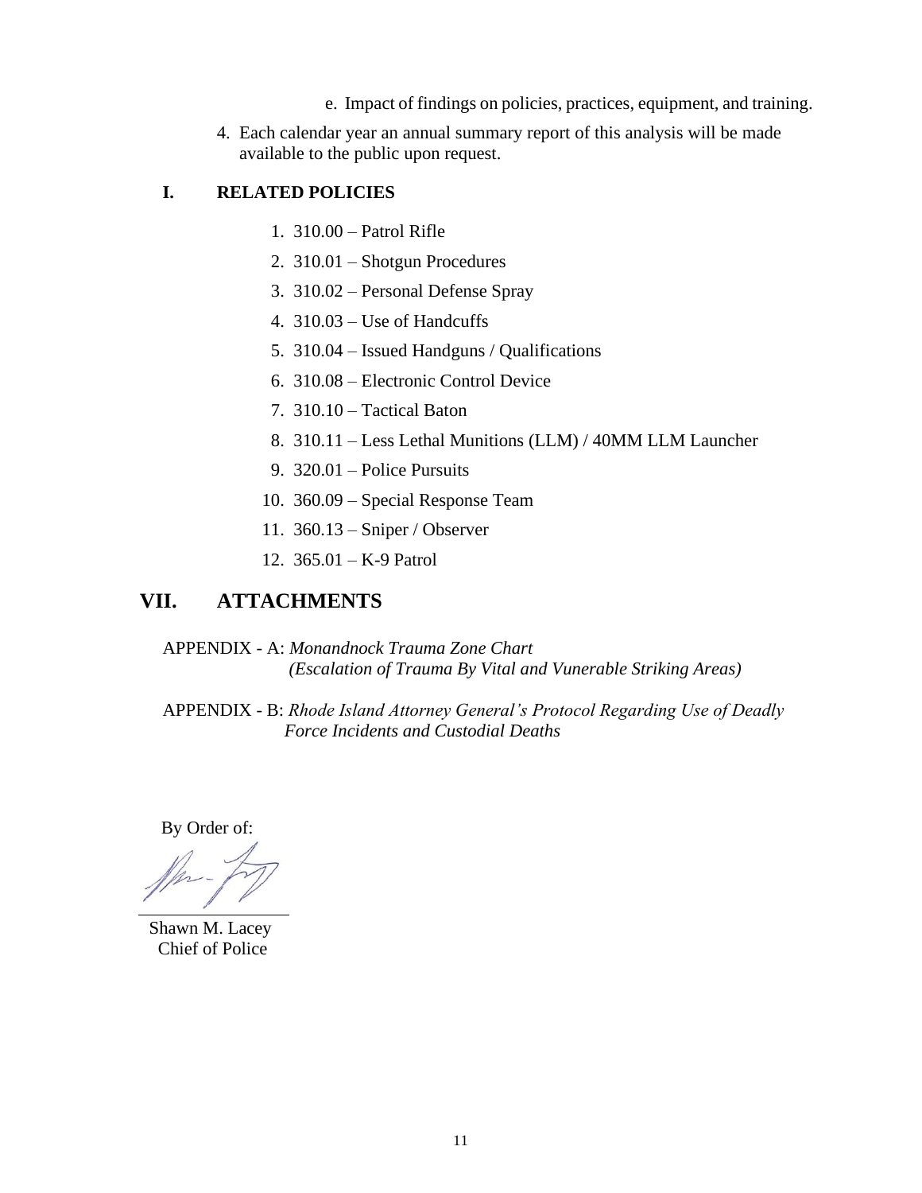e. Impact of findings on policies, practices, equipment, and training.

4. Each calendar year an annual summary report of this analysis will be made available to the public upon request.

### I. RELATED POLICIES

1. 310.00 – Patrol Rifle
2. 310.01 – Shotgun Procedures
3. 310.02 – Personal Defense Spray
4. 310.03 – Use of Handcuffs
5. 310.04 – Issued Handguns / Qualifications
6. 310.08 – Electronic Control Device
7. 310.10 – Tactical Baton
8. 310.11 – Less Lethal Munitions (LLM) / 40MM LLM Launcher
9. 320.01 – Police Pursuits
10. 360.09 – Special Response Team
11. 360.13 – Sniper / Observer
12. 365.01 – K-9 Patrol

## VII. ATTACHMENTS

APPENDIX - A: *Monandnock Trauma Zone Chart*
*(Escalation of Trauma By Vital and Vunerable Striking Areas)*

APPENDIX - B: *Rhode Island Attorney General's Protocol Regarding Use of Deadly Force Incidents and Custodial Deaths*

By Order of:

Shawn M. Lacey
Chief of Police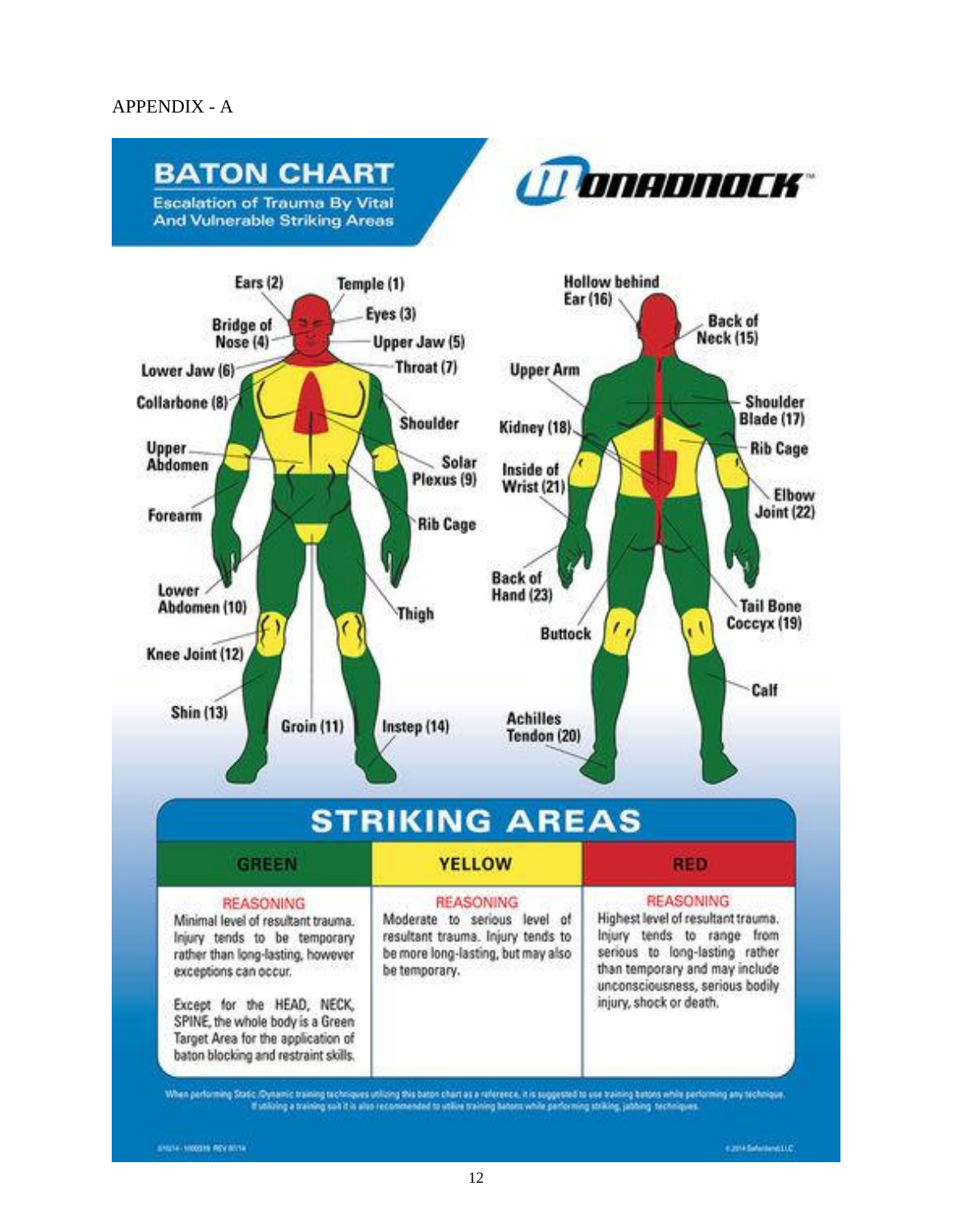APPENDIX - A

# BATON CHART

Escalation of Trauma By Vital And Vulnerable Striking Areas

MONADNOCK™

Ears (2)
Temple (1)
Bridge of Nose (4)
Eyes (3)
Upper Jaw (5)
Lower Jaw (6)
Throat (7)
Collarbone (8)
Shoulder
Upper Abdomen
Solar Plexus (9)
Forearm
Rib Cage
Lower Abdomen (10)
Thigh
Knee Joint (12)
Shin (13)
Groin (11)
Instep (14)

Hollow behind Ear (16)
Back of Neck (15)
Upper Arm
Shoulder Blade (17)
Kidney (18)
Rib Cage
Inside of Wrist (21)
Elbow Joint (22)
Back of Hand (23)
Tail Bone Coccyx (19)
Buttock
Calf
Achilles Tendon (20)

## STRIKING AREAS

| GREEN | YELLOW | RED |
|---|---|---|
| REASONING<br>Minimal level of resultant trauma. Injury tends to be temporary rather than long-lasting, however exceptions can occur.<br><br>Except for the HEAD, NECK, SPINE, the whole body is a Green Target Area for the application of baton blocking and restraint skills. | REASONING<br>Moderate to serious level of resultant trauma. Injury tends to be more long-lasting, but may also be temporary. | REASONING<br>Highest level of resultant trauma. Injury tends to range from serious to long-lasting rather than temporary and may include unconsciousness, serious bodily injury, shock or death. |

When performing Static /Dynamic training techniques utilizing this baton chart as a reference, it is suggested to use training batons while performing any technique. If utilizing a training suit it is also recommended to utilize training batons while performing striking, jabbing techniques.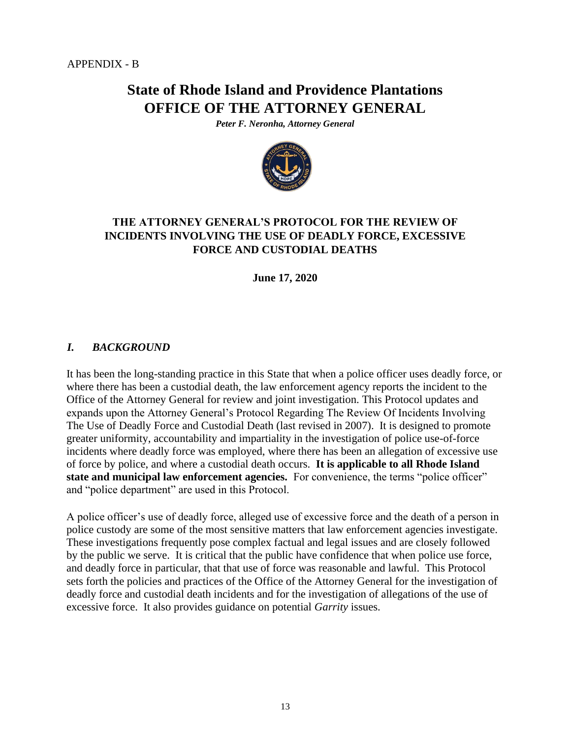APPENDIX - B

# State of Rhode Island and Providence Plantations
# OFFICE OF THE ATTORNEY GENERAL

***Peter F. Neronha, Attorney General***

## THE ATTORNEY GENERAL'S PROTOCOL FOR THE REVIEW OF INCIDENTS INVOLVING THE USE OF DEADLY FORCE, EXCESSIVE FORCE AND CUSTODIAL DEATHS

**June 17, 2020**

### *I. BACKGROUND*

It has been the long-standing practice in this State that when a police officer uses deadly force, or where there has been a custodial death, the law enforcement agency reports the incident to the Office of the Attorney General for review and joint investigation. This Protocol updates and expands upon the Attorney General's Protocol Regarding The Review Of Incidents Involving The Use of Deadly Force and Custodial Death (last revised in 2007). It is designed to promote greater uniformity, accountability and impartiality in the investigation of police use-of-force incidents where deadly force was employed, where there has been an allegation of excessive use of force by police, and where a custodial death occurs. **It is applicable to all Rhode Island state and municipal law enforcement agencies.** For convenience, the terms "police officer" and "police department" are used in this Protocol.

A police officer's use of deadly force, alleged use of excessive force and the death of a person in police custody are some of the most sensitive matters that law enforcement agencies investigate. These investigations frequently pose complex factual and legal issues and are closely followed by the public we serve. It is critical that the public have confidence that when police use force, and deadly force in particular, that that use of force was reasonable and lawful. This Protocol sets forth the policies and practices of the Office of the Attorney General for the investigation of deadly force and custodial death incidents and for the investigation of allegations of the use of excessive force. It also provides guidance on potential *Garrity* issues.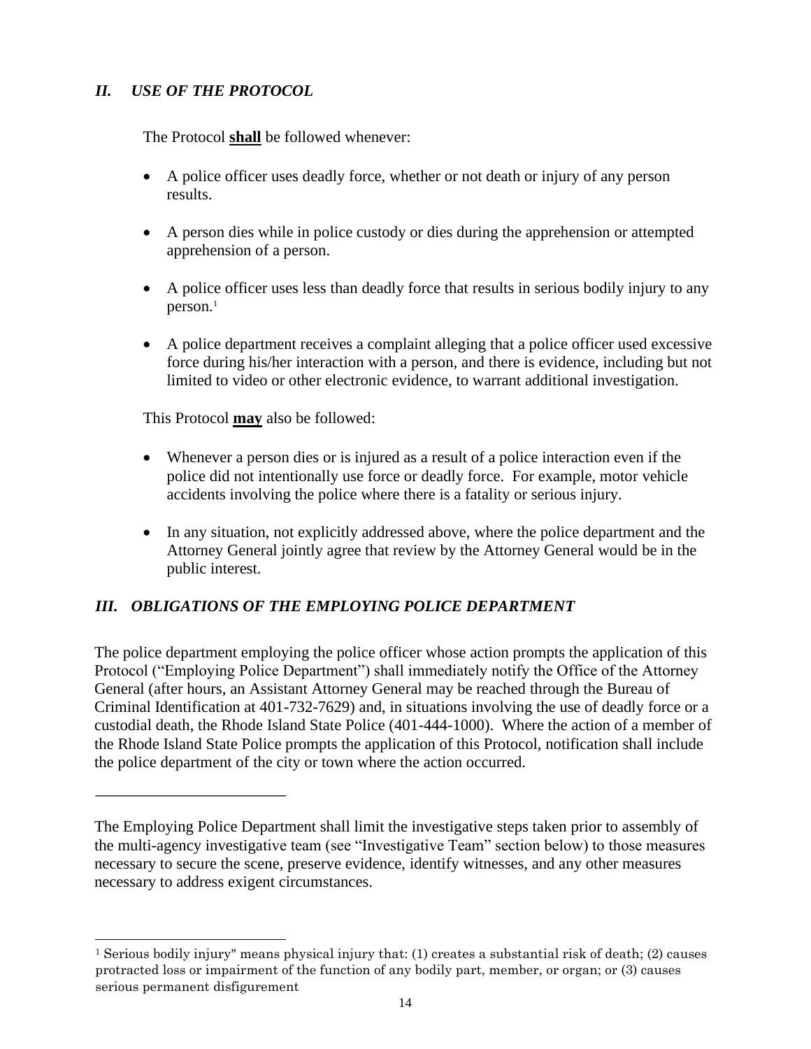## *II. USE OF THE PROTOCOL*

The Protocol **shall** be followed whenever:

- A police officer uses deadly force, whether or not death or injury of any person results.
- A person dies while in police custody or dies during the apprehension or attempted apprehension of a person.
- A police officer uses less than deadly force that results in serious bodily injury to any person.[1]
- A police department receives a complaint alleging that a police officer used excessive force during his/her interaction with a person, and there is evidence, including but not limited to video or other electronic evidence, to warrant additional investigation.

This Protocol **may** also be followed:

- Whenever a person dies or is injured as a result of a police interaction even if the police did not intentionally use force or deadly force. For example, motor vehicle accidents involving the police where there is a fatality or serious injury.
- In any situation, not explicitly addressed above, where the police department and the Attorney General jointly agree that review by the Attorney General would be in the public interest.

## *III. OBLIGATIONS OF THE EMPLOYING POLICE DEPARTMENT*

The police department employing the police officer whose action prompts the application of this Protocol ("Employing Police Department") shall immediately notify the Office of the Attorney General (after hours, an Assistant Attorney General may be reached through the Bureau of Criminal Identification at 401-732-7629) and, in situations involving the use of deadly force or a custodial death, the Rhode Island State Police (401-444-1000). Where the action of a member of the Rhode Island State Police prompts the application of this Protocol, notification shall include the police department of the city or town where the action occurred.

---

The Employing Police Department shall limit the investigative steps taken prior to assembly of the multi-agency investigative team (see "Investigative Team" section below) to those measures necessary to secure the scene, preserve evidence, identify witnesses, and any other measures necessary to address exigent circumstances.

---

[1] Serious bodily injury" means physical injury that: (1) creates a substantial risk of death; (2) causes protracted loss or impairment of the function of any bodily part, member, or organ; or (3) causes serious permanent disfigurement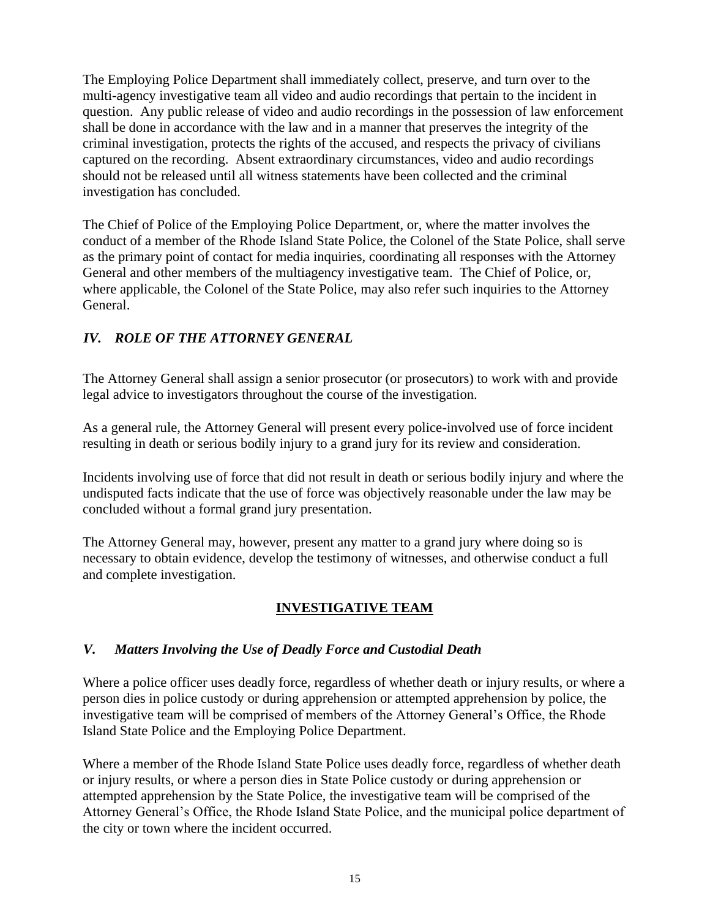The Employing Police Department shall immediately collect, preserve, and turn over to the multi-agency investigative team all video and audio recordings that pertain to the incident in question. Any public release of video and audio recordings in the possession of law enforcement shall be done in accordance with the law and in a manner that preserves the integrity of the criminal investigation, protects the rights of the accused, and respects the privacy of civilians captured on the recording. Absent extraordinary circumstances, video and audio recordings should not be released until all witness statements have been collected and the criminal investigation has concluded.

The Chief of Police of the Employing Police Department, or, where the matter involves the conduct of a member of the Rhode Island State Police, the Colonel of the State Police, shall serve as the primary point of contact for media inquiries, coordinating all responses with the Attorney General and other members of the multiagency investigative team. The Chief of Police, or, where applicable, the Colonel of the State Police, may also refer such inquiries to the Attorney General.

### *IV. ROLE OF THE ATTORNEY GENERAL*

The Attorney General shall assign a senior prosecutor (or prosecutors) to work with and provide legal advice to investigators throughout the course of the investigation.

As a general rule, the Attorney General will present every police-involved use of force incident resulting in death or serious bodily injury to a grand jury for its review and consideration.

Incidents involving use of force that did not result in death or serious bodily injury and where the undisputed facts indicate that the use of force was objectively reasonable under the law may be concluded without a formal grand jury presentation.

The Attorney General may, however, present any matter to a grand jury where doing so is necessary to obtain evidence, develop the testimony of witnesses, and otherwise conduct a full and complete investigation.

## INVESTIGATIVE TEAM

### *V. Matters Involving the Use of Deadly Force and Custodial Death*

Where a police officer uses deadly force, regardless of whether death or injury results, or where a person dies in police custody or during apprehension or attempted apprehension by police, the investigative team will be comprised of members of the Attorney General's Office, the Rhode Island State Police and the Employing Police Department.

Where a member of the Rhode Island State Police uses deadly force, regardless of whether death or injury results, or where a person dies in State Police custody or during apprehension or attempted apprehension by the State Police, the investigative team will be comprised of the Attorney General's Office, the Rhode Island State Police, and the municipal police department of the city or town where the incident occurred.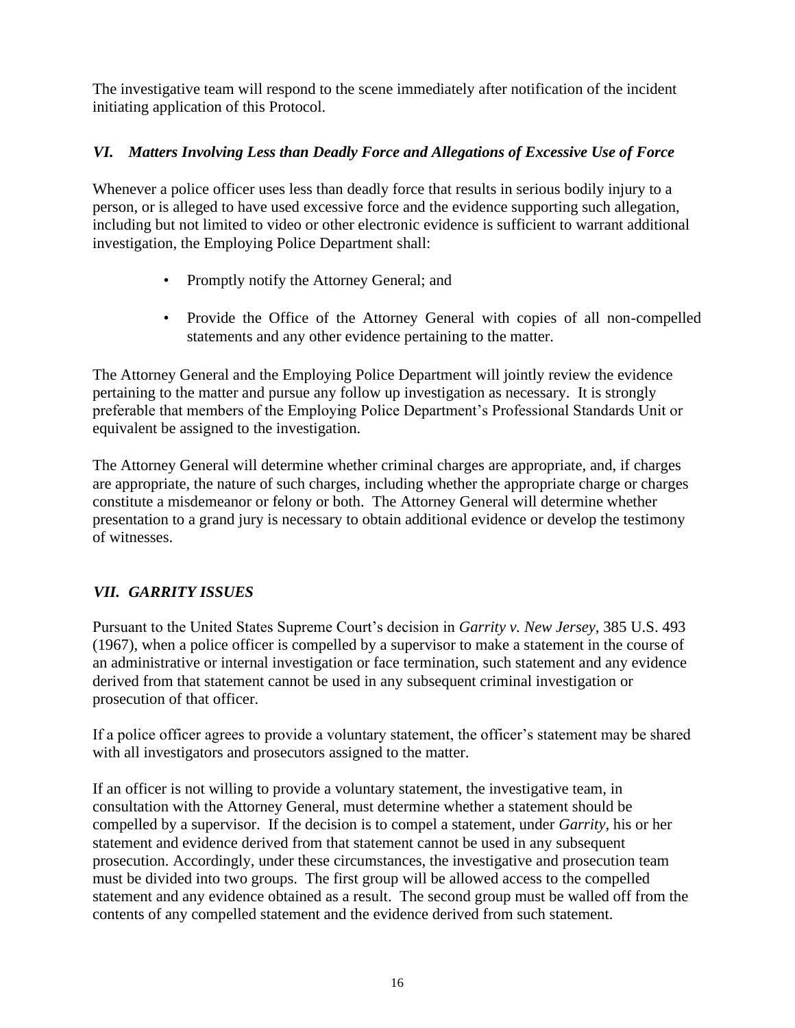The investigative team will respond to the scene immediately after notification of the incident initiating application of this Protocol.

### *VI. Matters Involving Less than Deadly Force and Allegations of Excessive Use of Force*

Whenever a police officer uses less than deadly force that results in serious bodily injury to a person, or is alleged to have used excessive force and the evidence supporting such allegation, including but not limited to video or other electronic evidence is sufficient to warrant additional investigation, the Employing Police Department shall:

- Promptly notify the Attorney General; and
- Provide the Office of the Attorney General with copies of all non-compelled statements and any other evidence pertaining to the matter.

The Attorney General and the Employing Police Department will jointly review the evidence pertaining to the matter and pursue any follow up investigation as necessary. It is strongly preferable that members of the Employing Police Department's Professional Standards Unit or equivalent be assigned to the investigation.

The Attorney General will determine whether criminal charges are appropriate, and, if charges are appropriate, the nature of such charges, including whether the appropriate charge or charges constitute a misdemeanor or felony or both. The Attorney General will determine whether presentation to a grand jury is necessary to obtain additional evidence or develop the testimony of witnesses.

### *VII. GARRITY ISSUES*

Pursuant to the United States Supreme Court's decision in *Garrity v. New Jersey*, 385 U.S. 493 (1967), when a police officer is compelled by a supervisor to make a statement in the course of an administrative or internal investigation or face termination, such statement and any evidence derived from that statement cannot be used in any subsequent criminal investigation or prosecution of that officer.

If a police officer agrees to provide a voluntary statement, the officer's statement may be shared with all investigators and prosecutors assigned to the matter.

If an officer is not willing to provide a voluntary statement, the investigative team, in consultation with the Attorney General, must determine whether a statement should be compelled by a supervisor. If the decision is to compel a statement, under *Garrity*, his or her statement and evidence derived from that statement cannot be used in any subsequent prosecution. Accordingly, under these circumstances, the investigative and prosecution team must be divided into two groups. The first group will be allowed access to the compelled statement and any evidence obtained as a result. The second group must be walled off from the contents of any compelled statement and the evidence derived from such statement.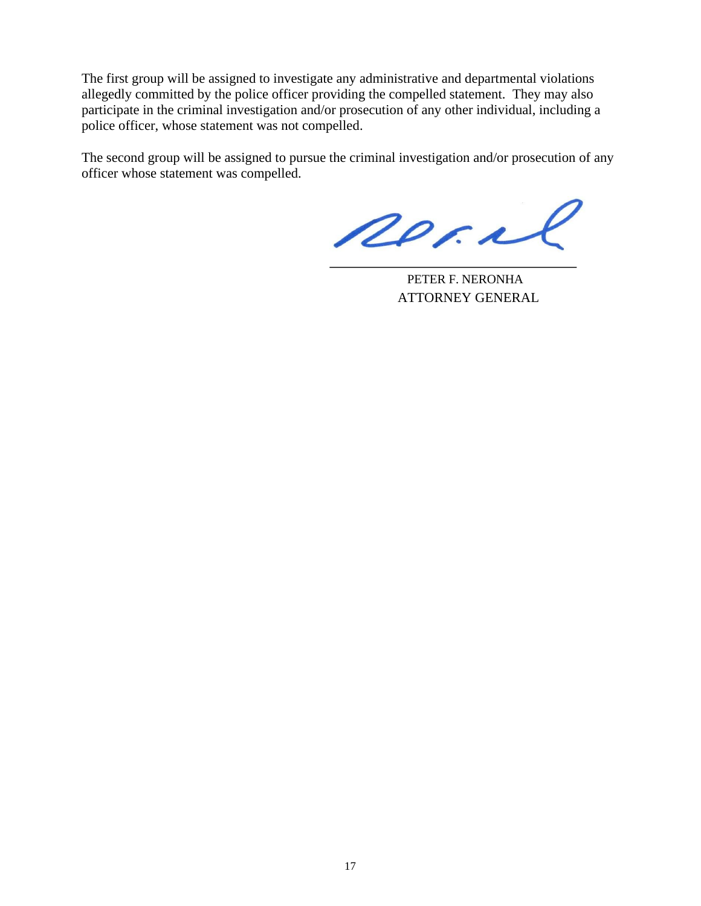The first group will be assigned to investigate any administrative and departmental violations allegedly committed by the police officer providing the compelled statement. They may also participate in the criminal investigation and/or prosecution of any other individual, including a police officer, whose statement was not compelled.

The second group will be assigned to pursue the criminal investigation and/or prosecution of any officer whose statement was compelled.

PETER F. NERONHA
ATTORNEY GENERAL